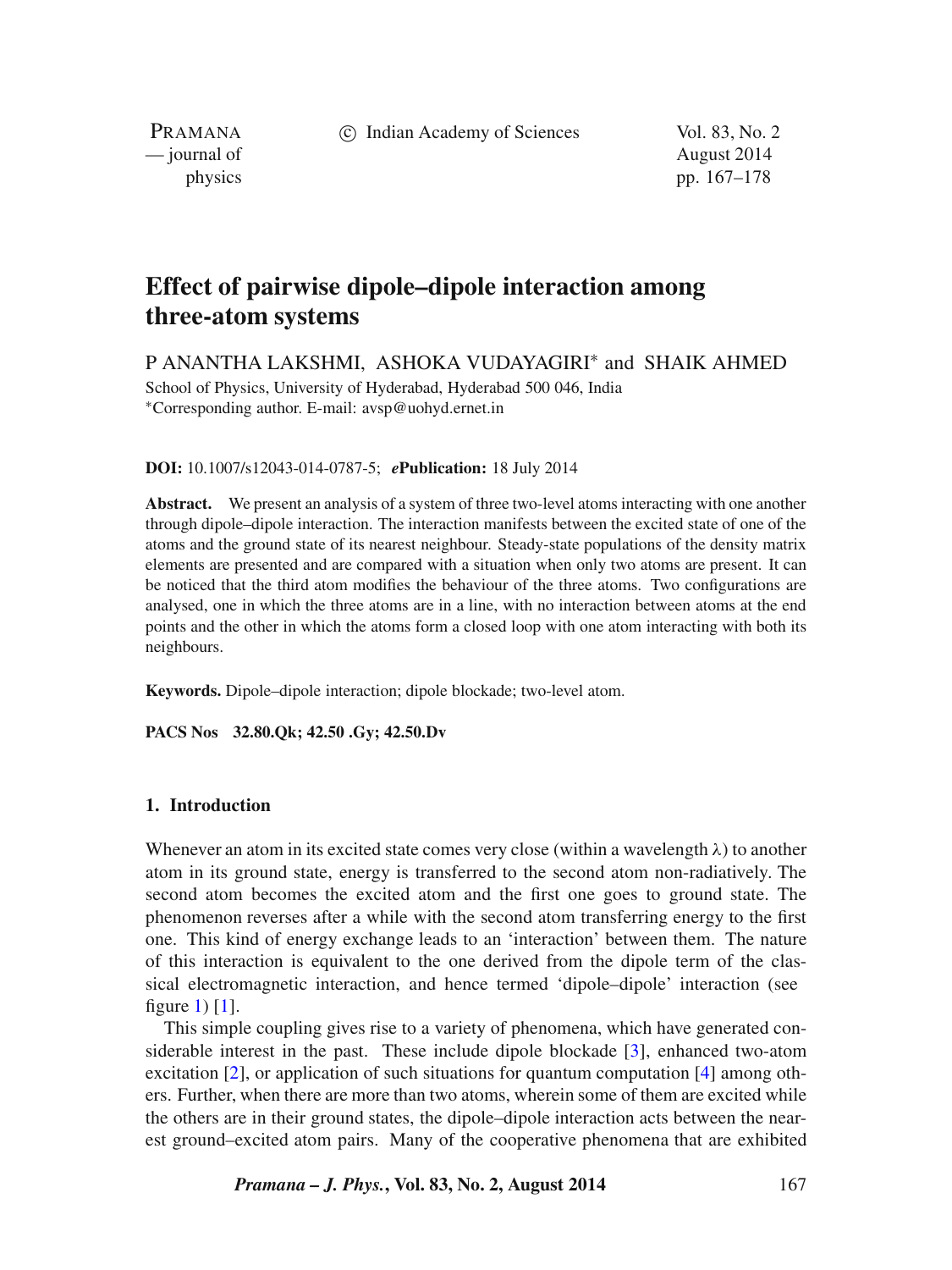# Effect of pairwise dipole–dipole interaction among three-atom systems

P ANANTHA LAKSHMI, ASHOKA VUDAYAGIRI* and SHAIK AHMED

School of Physics, University of Hyderabad, Hyderabad 500 046, India
*Corresponding author. E-mail: avsp@uohyd.ernet.in

**DOI:** 10.1007/s12043-014-0787-5; ***e*Publication:** 18 July 2014

**Abstract.** We present an analysis of a system of three two-level atoms interacting with one another through dipole–dipole interaction. The interaction manifests between the excited state of one of the atoms and the ground state of its nearest neighbour. Steady-state populations of the density matrix elements are presented and are compared with a situation when only two atoms are present. It can be noticed that the third atom modifies the behaviour of the three atoms. Two configurations are analysed, one in which the three atoms are in a line, with no interaction between atoms at the end points and the other in which the atoms form a closed loop with one atom interacting with both its neighbours.

**Keywords.** Dipole–dipole interaction; dipole blockade; two-level atom.

**PACS Nos** **32.80.Qk; 42.50 .Gy; 42.50.Dv**

## 1. Introduction

Whenever an atom in its excited state comes very close (within a wavelength $\lambda$) to another atom in its ground state, energy is transferred to the second atom non-radiatively. The second atom becomes the excited atom and the first one goes to ground state. The phenomenon reverses after a while with the second atom transferring energy to the first one. This kind of energy exchange leads to an 'interaction' between them. The nature of this interaction is equivalent to the one derived from the dipole term of the classical electromagnetic interaction, and hence termed 'dipole–dipole' interaction (see figure 1) [1].

This simple coupling gives rise to a variety of phenomena, which have generated considerable interest in the past. These include dipole blockade [3], enhanced two-atom excitation [2], or application of such situations for quantum computation [4] among others. Further, when there are more than two atoms, wherein some of them are excited while the others are in their ground states, the dipole–dipole interaction acts between the nearest ground–excited atom pairs. Many of the cooperative phenomena that are exhibited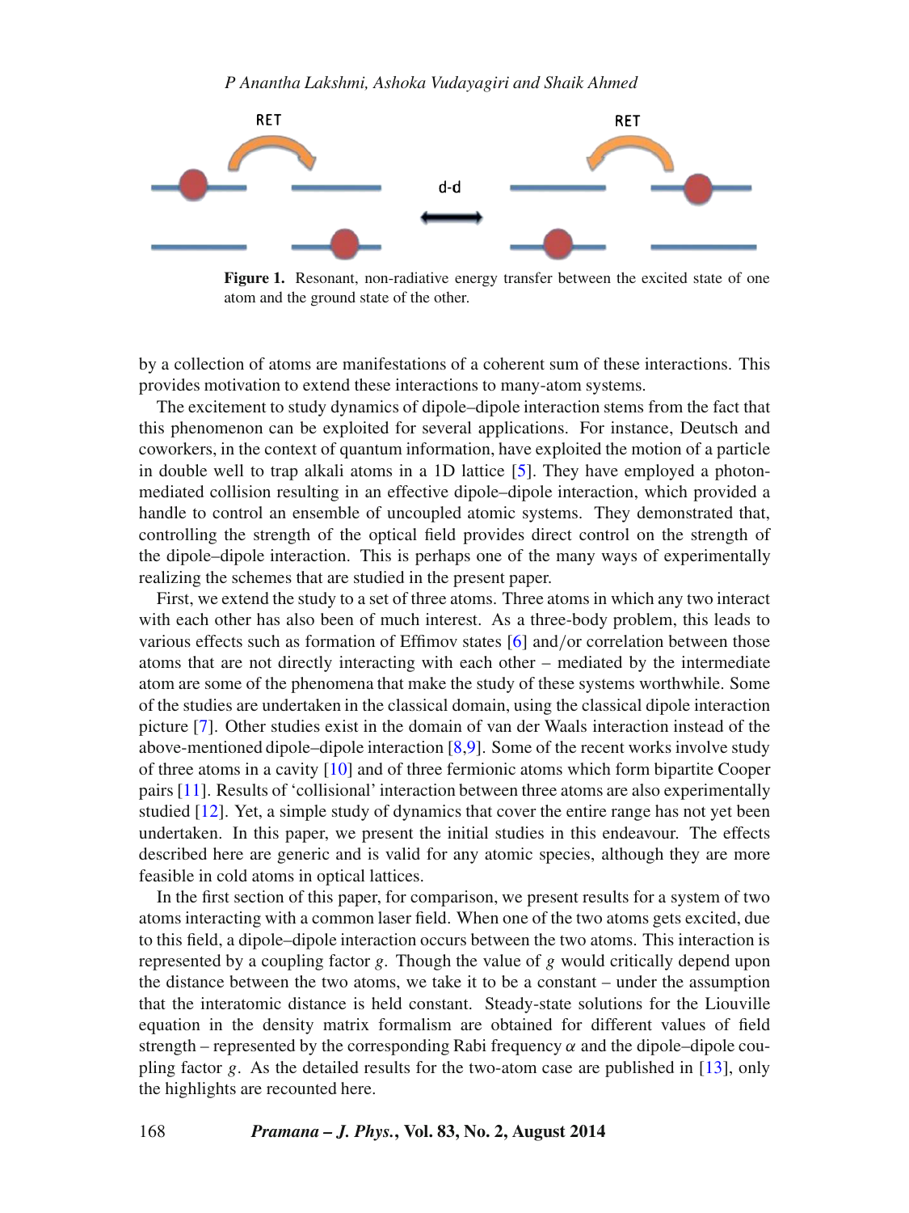**Figure 1.** Resonant, non-radiative energy transfer between the excited state of one atom and the ground state of the other.

by a collection of atoms are manifestations of a coherent sum of these interactions. This provides motivation to extend these interactions to many-atom systems.

The excitement to study dynamics of dipole–dipole interaction stems from the fact that this phenomenon can be exploited for several applications. For instance, Deutsch and coworkers, in the context of quantum information, have exploited the motion of a particle in double well to trap alkali atoms in a 1D lattice [5]. They have employed a photon-mediated collision resulting in an effective dipole–dipole interaction, which provided a handle to control an ensemble of uncoupled atomic systems. They demonstrated that, controlling the strength of the optical field provides direct control on the strength of the dipole–dipole interaction. This is perhaps one of the many ways of experimentally realizing the schemes that are studied in the present paper.

First, we extend the study to a set of three atoms. Three atoms in which any two interact with each other has also been of much interest. As a three-body problem, this leads to various effects such as formation of Effimov states [6] and/or correlation between those atoms that are not directly interacting with each other – mediated by the intermediate atom are some of the phenomena that make the study of these systems worthwhile. Some of the studies are undertaken in the classical domain, using the classical dipole interaction picture [7]. Other studies exist in the domain of van der Waals interaction instead of the above-mentioned dipole–dipole interaction [8,9]. Some of the recent works involve study of three atoms in a cavity [10] and of three fermionic atoms which form bipartite Cooper pairs [11]. Results of 'collisional' interaction between three atoms are also experimentally studied [12]. Yet, a simple study of dynamics that cover the entire range has not yet been undertaken. In this paper, we present the initial studies in this endeavour. The effects described here are generic and is valid for any atomic species, although they are more feasible in cold atoms in optical lattices.

In the first section of this paper, for comparison, we present results for a system of two atoms interacting with a common laser field. When one of the two atoms gets excited, due to this field, a dipole–dipole interaction occurs between the two atoms. This interaction is represented by a coupling factor $g$. Though the value of $g$ would critically depend upon the distance between the two atoms, we take it to be a constant – under the assumption that the interatomic distance is held constant. Steady-state solutions for the Liouville equation in the density matrix formalism are obtained for different values of field strength – represented by the corresponding Rabi frequency $\alpha$ and the dipole–dipole coupling factor $g$. As the detailed results for the two-atom case are published in [13], only the highlights are recounted here.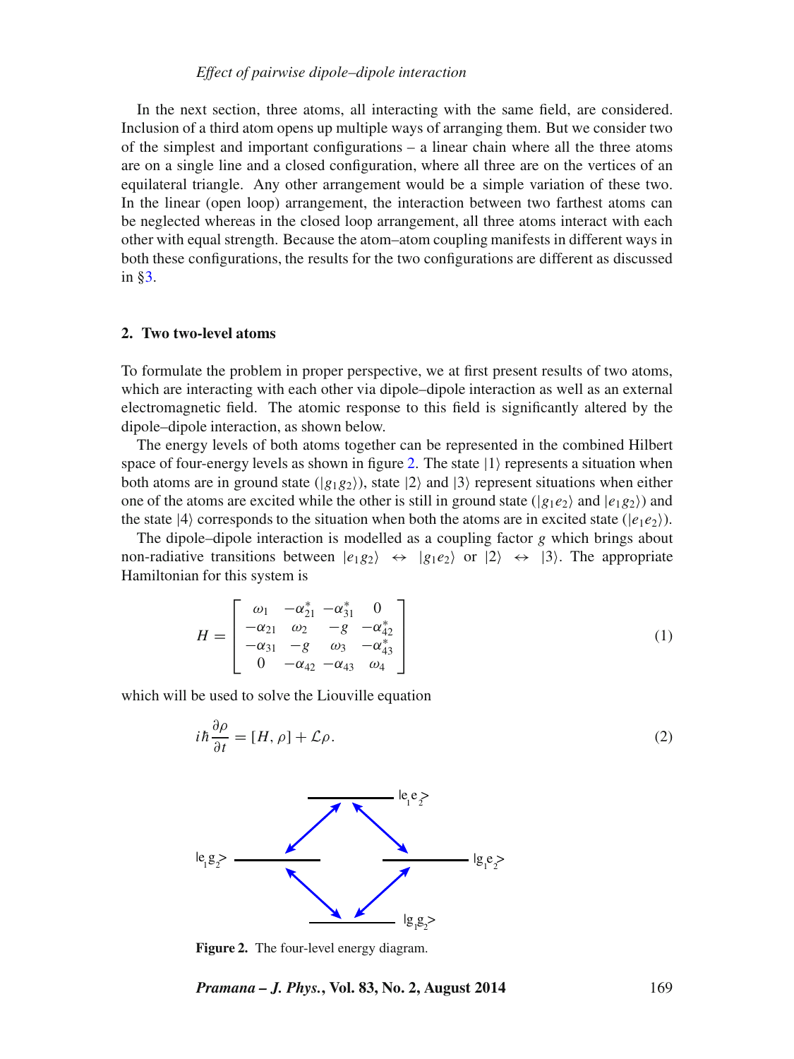In the next section, three atoms, all interacting with the same field, are considered. Inclusion of a third atom opens up multiple ways of arranging them. But we consider two of the simplest and important configurations – a linear chain where all the three atoms are on a single line and a closed configuration, where all three are on the vertices of an equilateral triangle. Any other arrangement would be a simple variation of these two. In the linear (open loop) arrangement, the interaction between two farthest atoms can be neglected whereas in the closed loop arrangement, all three atoms interact with each other with equal strength. Because the atom–atom coupling manifests in different ways in both these configurations, the results for the two configurations are different as discussed in §3.

## 2. Two two-level atoms

To formulate the problem in proper perspective, we at first present results of two atoms, which are interacting with each other via dipole–dipole interaction as well as an external electromagnetic field. The atomic response to this field is significantly altered by the dipole–dipole interaction, as shown below.

The energy levels of both atoms together can be represented in the combined Hilbert space of four-energy levels as shown in figure 2. The state $|1\rangle$ represents a situation when both atoms are in ground state ($|g_1 g_2\rangle$), state $|2\rangle$ and $|3\rangle$ represent situations when either one of the atoms are excited while the other is still in ground state ($|g_1 e_2\rangle$ and $|e_1 g_2\rangle$) and the state $|4\rangle$ corresponds to the situation when both the atoms are in excited state ($|e_1 e_2\rangle$).

The dipole–dipole interaction is modelled as a coupling factor $g$ which brings about non-radiative transitions between $|e_1 g_2\rangle \leftrightarrow |g_1 e_2\rangle$ or $|2\rangle \leftrightarrow |3\rangle$. The appropriate Hamiltonian for this system is

$$H = \begin{bmatrix} \omega_1 & -\alpha_{21}^* & -\alpha_{31}^* & 0 \\ -\alpha_{21} & \omega_2 & -g & -\alpha_{42}^* \\ -\alpha_{31} & -g & \omega_3 & -\alpha_{43}^* \\ 0 & -\alpha_{42} & -\alpha_{43} & \omega_4 \end{bmatrix} \tag{1}$$

which will be used to solve the Liouville equation

$$i\hbar \frac{\partial \rho}{\partial t} = [H, \rho] + \mathcal{L}\rho. \tag{2}$$

**Figure 2.** The four-level energy diagram.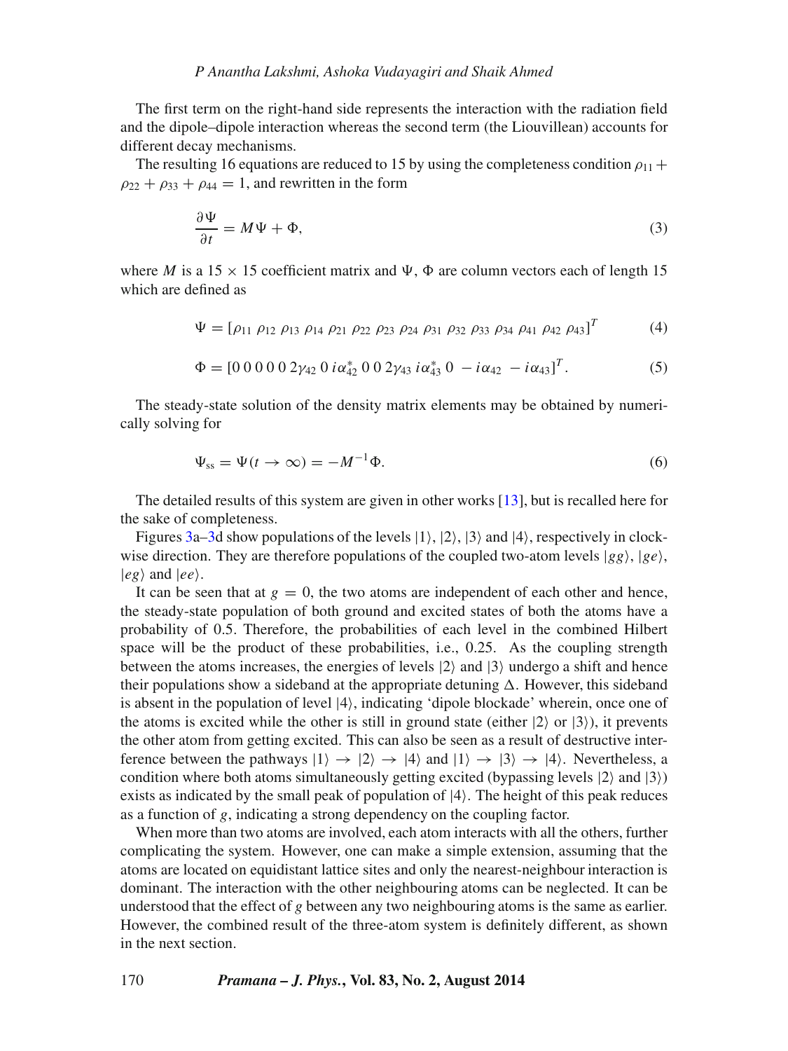The first term on the right-hand side represents the interaction with the radiation field and the dipole–dipole interaction whereas the second term (the Liouvillean) accounts for different decay mechanisms.

The resulting 16 equations are reduced to 15 by using the completeness condition $\rho_{11} + \rho_{22} + \rho_{33} + \rho_{44} = 1$, and rewritten in the form

$$\frac{\partial \Psi}{\partial t} = M\Psi + \Phi, \tag{3}$$

where $M$ is a $15 \times 15$ coefficient matrix and $\Psi$, $\Phi$ are column vectors each of length 15 which are defined as

$$\Psi = [\rho_{11}\ \rho_{12}\ \rho_{13}\ \rho_{14}\ \rho_{21}\ \rho_{22}\ \rho_{23}\ \rho_{24}\ \rho_{31}\ \rho_{32}\ \rho_{33}\ \rho_{34}\ \rho_{41}\ \rho_{42}\ \rho_{43}]^T \tag{4}$$

$$\Phi = [0\ 0\ 0\ 0\ 0\ 2\gamma_{42}\ 0\ i\alpha_{42}^*\ 0\ 0\ 2\gamma_{43}\ i\alpha_{43}^*\ 0\ -i\alpha_{42}\ -i\alpha_{43}]^T. \tag{5}$$

The steady-state solution of the density matrix elements may be obtained by numerically solving for

$$\Psi_{\mathrm{ss}} = \Psi(t \to \infty) = -M^{-1}\Phi. \tag{6}$$

The detailed results of this system are given in other works [13], but is recalled here for the sake of completeness.

Figures 3a–3d show populations of the levels $|1\rangle$, $|2\rangle$, $|3\rangle$ and $|4\rangle$, respectively in clockwise direction. They are therefore populations of the coupled two-atom levels $|gg\rangle$, $|ge\rangle$, $|eg\rangle$ and $|ee\rangle$.

It can be seen that at $g = 0$, the two atoms are independent of each other and hence, the steady-state population of both ground and excited states of both the atoms have a probability of 0.5. Therefore, the probabilities of each level in the combined Hilbert space will be the product of these probabilities, i.e., 0.25. As the coupling strength between the atoms increases, the energies of levels $|2\rangle$ and $|3\rangle$ undergo a shift and hence their populations show a sideband at the appropriate detuning $\Delta$. However, this sideband is absent in the population of level $|4\rangle$, indicating 'dipole blockade' wherein, once one of the atoms is excited while the other is still in ground state (either $|2\rangle$ or $|3\rangle$), it prevents the other atom from getting excited. This can also be seen as a result of destructive interference between the pathways $|1\rangle \to |2\rangle \to |4\rangle$ and $|1\rangle \to |3\rangle \to |4\rangle$. Nevertheless, a condition where both atoms simultaneously getting excited (bypassing levels $|2\rangle$ and $|3\rangle$) exists as indicated by the small peak of population of $|4\rangle$. The height of this peak reduces as a function of $g$, indicating a strong dependency on the coupling factor.

When more than two atoms are involved, each atom interacts with all the others, further complicating the system. However, one can make a simple extension, assuming that the atoms are located on equidistant lattice sites and only the nearest-neighbour interaction is dominant. The interaction with the other neighbouring atoms can be neglected. It can be understood that the effect of $g$ between any two neighbouring atoms is the same as earlier. However, the combined result of the three-atom system is definitely different, as shown in the next section.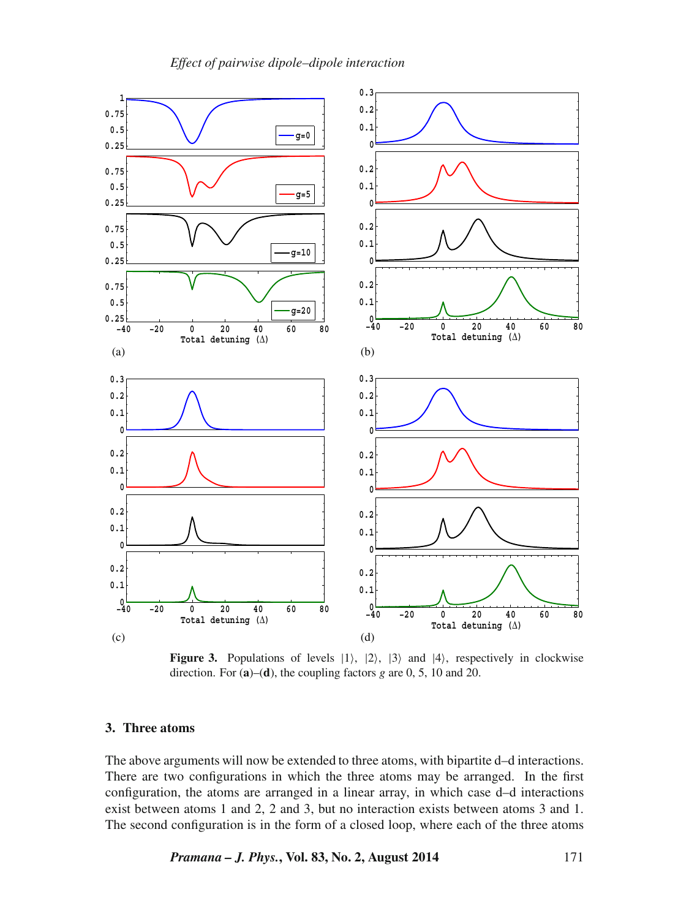**Figure 3.** Populations of levels $|1\rangle$, $|2\rangle$, $|3\rangle$ and $|4\rangle$, respectively in clockwise direction. For (**a**)–(**d**), the coupling factors $g$ are 0, 5, 10 and 20.

## 3. Three atoms

The above arguments will now be extended to three atoms, with bipartite d–d interactions. There are two configurations in which the three atoms may be arranged. In the first configuration, the atoms are arranged in a linear array, in which case d–d interactions exist between atoms 1 and 2, 2 and 3, but no interaction exists between atoms 3 and 1. The second configuration is in the form of a closed loop, where each of the three atoms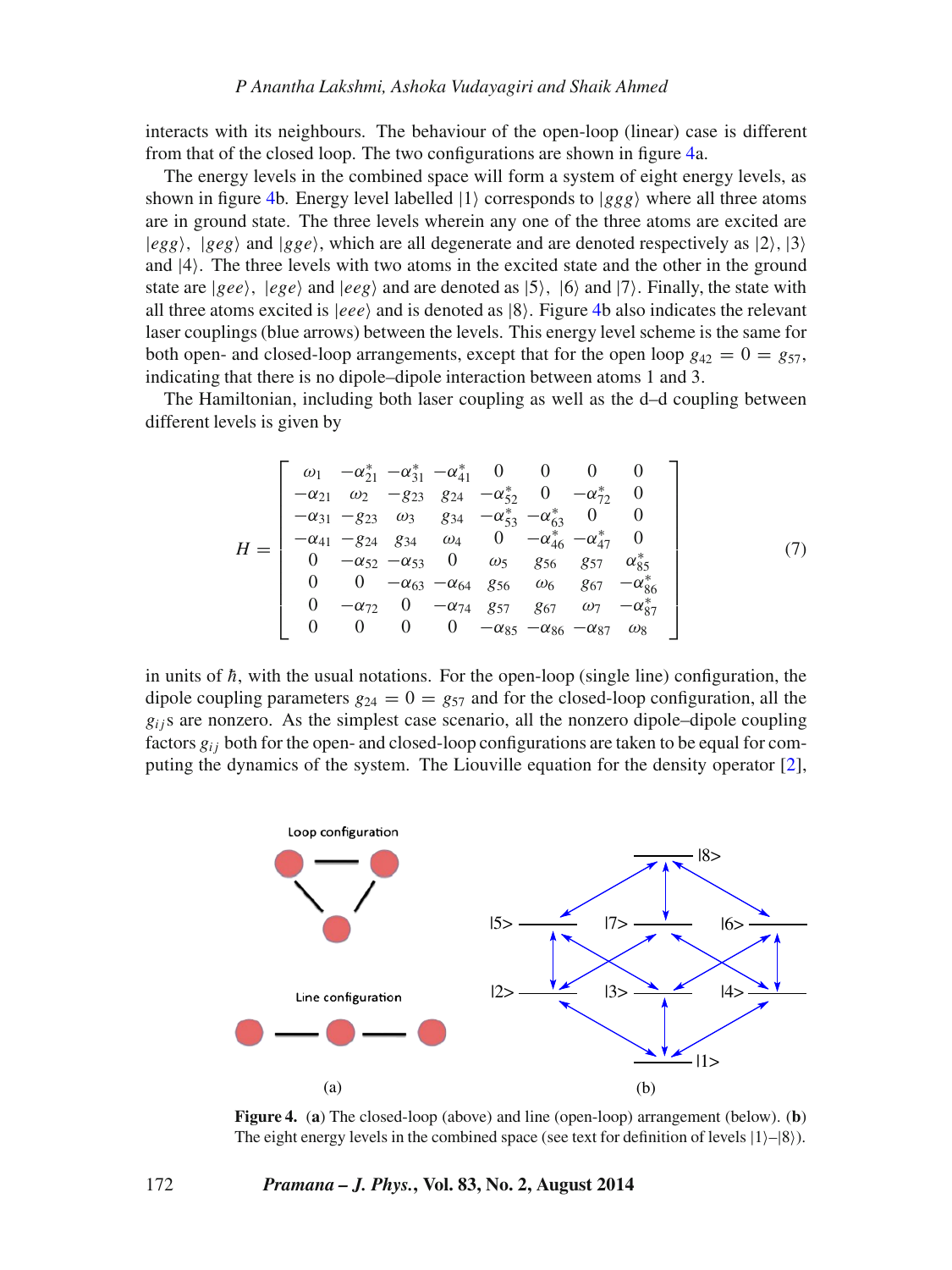interacts with its neighbours. The behaviour of the open-loop (linear) case is different from that of the closed loop. The two configurations are shown in figure 4a.

The energy levels in the combined space will form a system of eight energy levels, as shown in figure 4b. Energy level labelled $|1\rangle$ corresponds to $|ggg\rangle$ where all three atoms are in ground state. The three levels wherein any one of the three atoms are excited are $|egg\rangle$, $|geg\rangle$ and $|gge\rangle$, which are all degenerate and are denoted respectively as $|2\rangle$, $|3\rangle$ and $|4\rangle$. The three levels with two atoms in the excited state and the other in the ground state are $|gee\rangle$, $|ege\rangle$ and $|eeg\rangle$ and are denoted as $|5\rangle$, $|6\rangle$ and $|7\rangle$. Finally, the state with all three atoms excited is $|eee\rangle$ and is denoted as $|8\rangle$. Figure 4b also indicates the relevant laser couplings (blue arrows) between the levels. This energy level scheme is the same for both open- and closed-loop arrangements, except that for the open loop $g_{42} = 0 = g_{57}$, indicating that there is no dipole–dipole interaction between atoms 1 and 3.

The Hamiltonian, including both laser coupling as well as the d–d coupling between different levels is given by

$$H = \begin{bmatrix} \omega_1 & -\alpha_{21}^* & -\alpha_{31}^* & -\alpha_{41}^* & 0 & 0 & 0 & 0 \\ -\alpha_{21} & \omega_2 & -g_{23} & g_{24} & -\alpha_{52}^* & 0 & -\alpha_{72}^* & 0 \\ -\alpha_{31} & -g_{23} & \omega_3 & g_{34} & -\alpha_{53}^* & -\alpha_{63}^* & 0 & 0 \\ -\alpha_{41} & -g_{24} & g_{34} & \omega_4 & 0 & -\alpha_{46}^* & -\alpha_{47}^* & 0 \\ 0 & -\alpha_{52} & -\alpha_{53} & 0 & \omega_5 & g_{56} & g_{57} & \alpha_{85}^* \\ 0 & 0 & -\alpha_{63} & -\alpha_{64} & g_{56} & \omega_6 & g_{67} & -\alpha_{86}^* \\ 0 & -\alpha_{72} & 0 & -\alpha_{74} & g_{57} & g_{67} & \omega_7 & -\alpha_{87}^* \\ 0 & 0 & 0 & 0 & -\alpha_{85} & -\alpha_{86} & -\alpha_{87} & \omega_8 \end{bmatrix} \tag{7}$$

in units of $\hbar$, with the usual notations. For the open-loop (single line) configuration, the dipole coupling parameters $g_{24} = 0 = g_{57}$ and for the closed-loop configuration, all the $g_{ij}$s are nonzero. As the simplest case scenario, all the nonzero dipole–dipole coupling factors $g_{ij}$ both for the open- and closed-loop configurations are taken to be equal for computing the dynamics of the system. The Liouville equation for the density operator [2],

**Figure 4.** (**a**) The closed-loop (above) and line (open-loop) arrangement (below). (**b**) The eight energy levels in the combined space (see text for definition of levels $|1\rangle$–$|8\rangle$).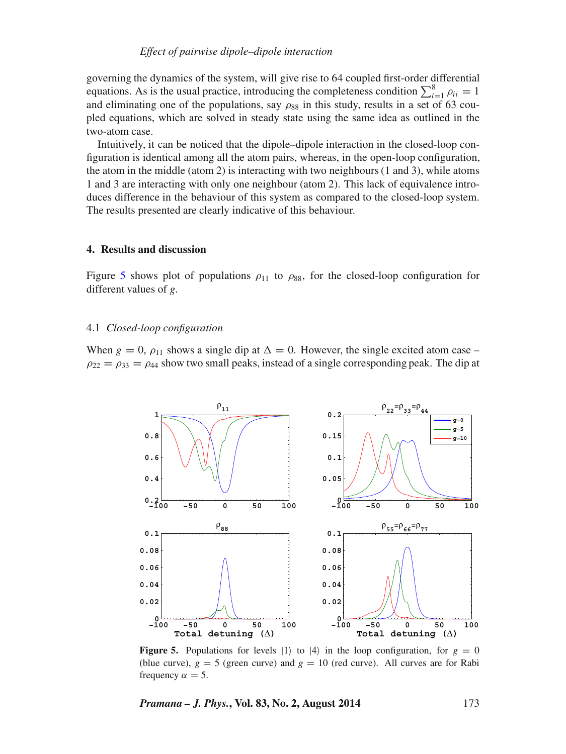governing the dynamics of the system, will give rise to 64 coupled first-order differential equations. As is the usual practice, introducing the completeness condition $\sum_{i=1}^{8} \rho_{ii} = 1$ and eliminating one of the populations, say $\rho_{88}$ in this study, results in a set of 63 coupled equations, which are solved in steady state using the same idea as outlined in the two-atom case.

Intuitively, it can be noticed that the dipole–dipole interaction in the closed-loop configuration is identical among all the atom pairs, whereas, in the open-loop configuration, the atom in the middle (atom 2) is interacting with two neighbours (1 and 3), while atoms 1 and 3 are interacting with only one neighbour (atom 2). This lack of equivalence introduces difference in the behaviour of this system as compared to the closed-loop system. The results presented are clearly indicative of this behaviour.

## 4. Results and discussion

Figure 5 shows plot of populations $\rho_{11}$ to $\rho_{88}$, for the closed-loop configuration for different values of $g$.

### 4.1 *Closed-loop configuration*

When $g = 0$, $\rho_{11}$ shows a single dip at $\Delta = 0$. However, the single excited atom case – $\rho_{22} = \rho_{33} = \rho_{44}$ show two small peaks, instead of a single corresponding peak. The dip at

**Figure 5.** Populations for levels $|1\rangle$ to $|4\rangle$ in the loop configuration, for $g = 0$ (blue curve), $g = 5$ (green curve) and $g = 10$ (red curve). All curves are for Rabi frequency $\alpha = 5$.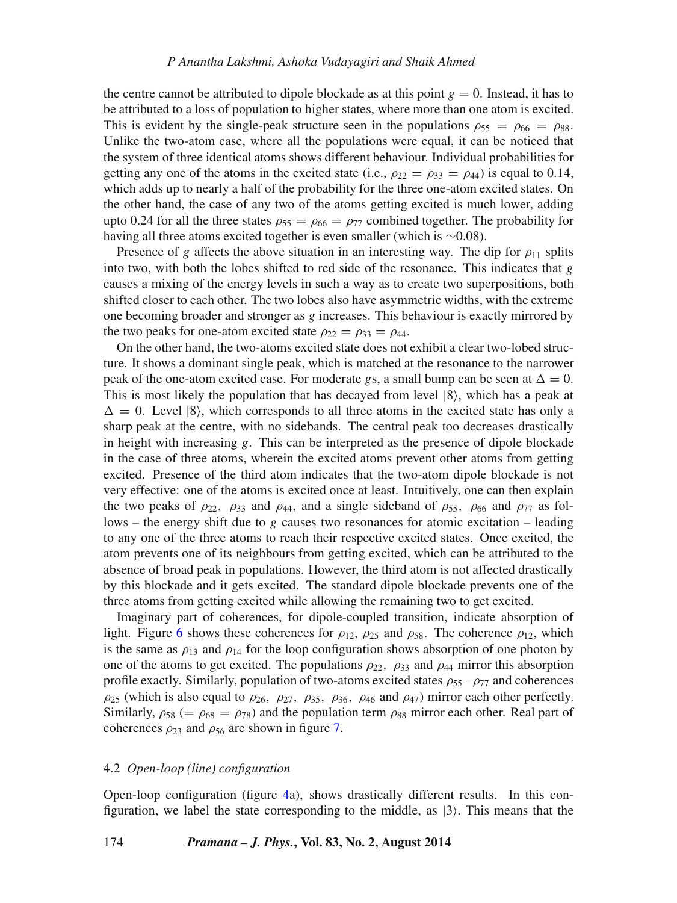the centre cannot be attributed to dipole blockade as at this point $g = 0$. Instead, it has to be attributed to a loss of population to higher states, where more than one atom is excited. This is evident by the single-peak structure seen in the populations $\rho_{55} = \rho_{66} = \rho_{88}$. Unlike the two-atom case, where all the populations were equal, it can be noticed that the system of three identical atoms shows different behaviour. Individual probabilities for getting any one of the atoms in the excited state (i.e., $\rho_{22} = \rho_{33} = \rho_{44}$) is equal to 0.14, which adds up to nearly a half of the probability for the three one-atom excited states. On the other hand, the case of any two of the atoms getting excited is much lower, adding upto 0.24 for all the three states $\rho_{55} = \rho_{66} = \rho_{77}$ combined together. The probability for having all three atoms excited together is even smaller (which is $\sim$0.08).

Presence of $g$ affects the above situation in an interesting way. The dip for $\rho_{11}$ splits into two, with both the lobes shifted to red side of the resonance. This indicates that $g$ causes a mixing of the energy levels in such a way as to create two superpositions, both shifted closer to each other. The two lobes also have asymmetric widths, with the extreme one becoming broader and stronger as $g$ increases. This behaviour is exactly mirrored by the two peaks for one-atom excited state $\rho_{22} = \rho_{33} = \rho_{44}$.

On the other hand, the two-atoms excited state does not exhibit a clear two-lobed structure. It shows a dominant single peak, which is matched at the resonance to the narrower peak of the one-atom excited case. For moderate $g$s, a small bump can be seen at $\Delta = 0$. This is most likely the population that has decayed from level $|8\rangle$, which has a peak at $\Delta = 0$. Level $|8\rangle$, which corresponds to all three atoms in the excited state has only a sharp peak at the centre, with no sidebands. The central peak too decreases drastically in height with increasing $g$. This can be interpreted as the presence of dipole blockade in the case of three atoms, wherein the excited atoms prevent other atoms from getting excited. Presence of the third atom indicates that the two-atom dipole blockade is not very effective: one of the atoms is excited once at least. Intuitively, one can then explain the two peaks of $\rho_{22}$, $\rho_{33}$ and $\rho_{44}$, and a single sideband of $\rho_{55}$, $\rho_{66}$ and $\rho_{77}$ as follows – the energy shift due to $g$ causes two resonances for atomic excitation – leading to any one of the three atoms to reach their respective excited states. Once excited, the atom prevents one of its neighbours from getting excited, which can be attributed to the absence of broad peak in populations. However, the third atom is not affected drastically by this blockade and it gets excited. The standard dipole blockade prevents one of the three atoms from getting excited while allowing the remaining two to get excited.

Imaginary part of coherences, for dipole-coupled transition, indicate absorption of light. Figure 6 shows these coherences for $\rho_{12}$, $\rho_{25}$ and $\rho_{58}$. The coherence $\rho_{12}$, which is the same as $\rho_{13}$ and $\rho_{14}$ for the loop configuration shows absorption of one photon by one of the atoms to get excited. The populations $\rho_{22}$, $\rho_{33}$ and $\rho_{44}$ mirror this absorption profile exactly. Similarly, population of two-atoms excited states $\rho_{55}-\rho_{77}$ and coherences $\rho_{25}$ (which is also equal to $\rho_{26}$, $\rho_{27}$, $\rho_{35}$, $\rho_{36}$, $\rho_{46}$ and $\rho_{47}$) mirror each other perfectly. Similarly, $\rho_{58}$ ($= \rho_{68} = \rho_{78}$) and the population term $\rho_{88}$ mirror each other. Real part of coherences $\rho_{23}$ and $\rho_{56}$ are shown in figure 7.

### 4.2 *Open-loop (line) configuration*

Open-loop configuration (figure 4a), shows drastically different results. In this configuration, we label the state corresponding to the middle, as $|3\rangle$. This means that the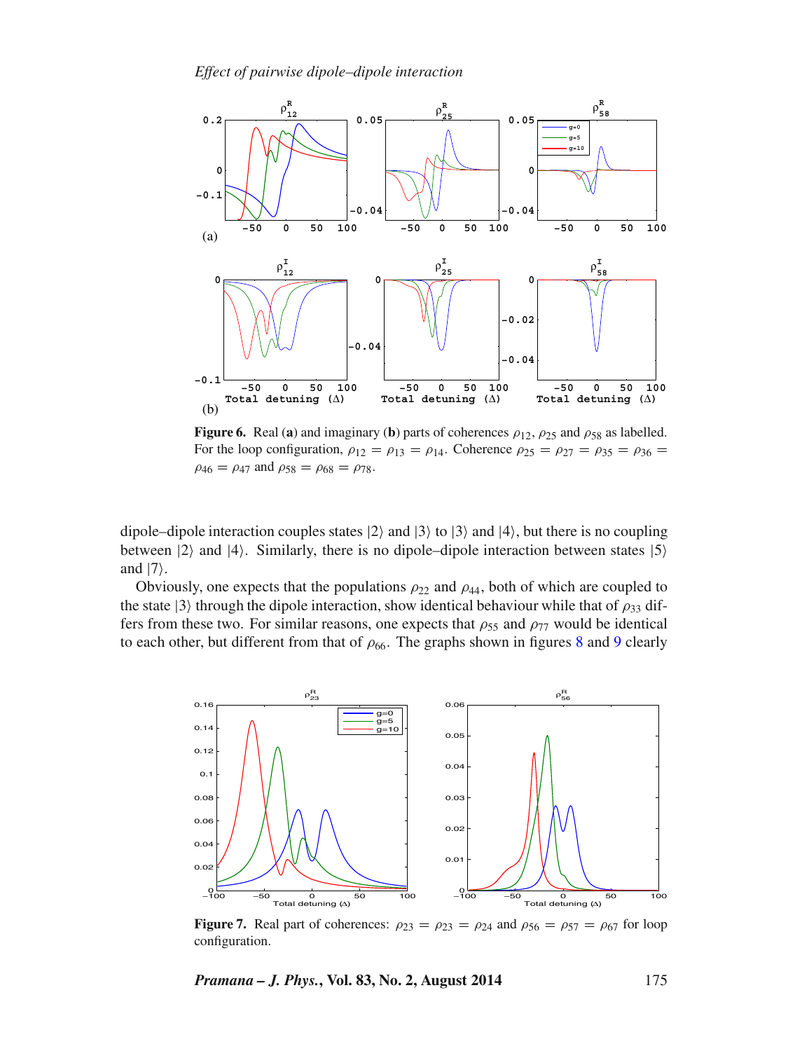**Figure 6.** Real (**a**) and imaginary (**b**) parts of coherences $\rho_{12}$, $\rho_{25}$ and $\rho_{58}$ as labelled. For the loop configuration, $\rho_{12} = \rho_{13} = \rho_{14}$. Coherence $\rho_{25} = \rho_{27} = \rho_{35} = \rho_{36} = \rho_{46} = \rho_{47}$ and $\rho_{58} = \rho_{68} = \rho_{78}$.

dipole–dipole interaction couples states $|2\rangle$ and $|3\rangle$ to $|3\rangle$ and $|4\rangle$, but there is no coupling between $|2\rangle$ and $|4\rangle$. Similarly, there is no dipole–dipole interaction between states $|5\rangle$ and $|7\rangle$.

Obviously, one expects that the populations $\rho_{22}$ and $\rho_{44}$, both of which are coupled to the state $|3\rangle$ through the dipole interaction, show identical behaviour while that of $\rho_{33}$ differs from these two. For similar reasons, one expects that $\rho_{55}$ and $\rho_{77}$ would be identical to each other, but different from that of $\rho_{66}$. The graphs shown in figures 8 and 9 clearly

**Figure 7.** Real part of coherences: $\rho_{23} = \rho_{23} = \rho_{24}$ and $\rho_{56} = \rho_{57} = \rho_{67}$ for loop configuration.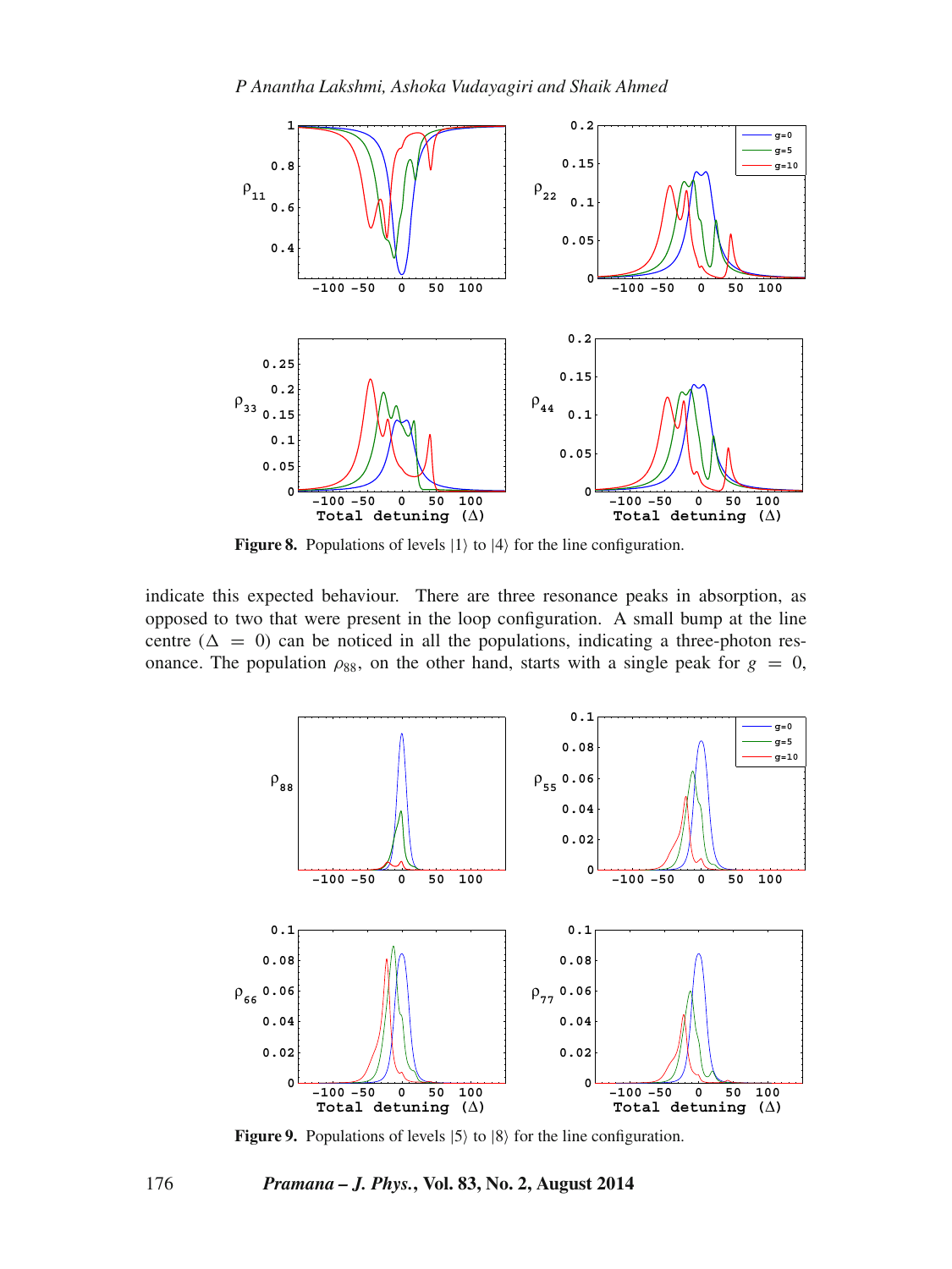Figure 8. Populations of levels $|1\rangle$ to $|4\rangle$ for the line configuration.

indicate this expected behaviour. There are three resonance peaks in absorption, as opposed to two that were present in the loop configuration. A small bump at the line centre ($\Delta = 0$) can be noticed in all the populations, indicating a three-photon resonance. The population $\rho_{88}$, on the other hand, starts with a single peak for $g = 0$,

Figure 9. Populations of levels $|5\rangle$ to $|8\rangle$ for the line configuration.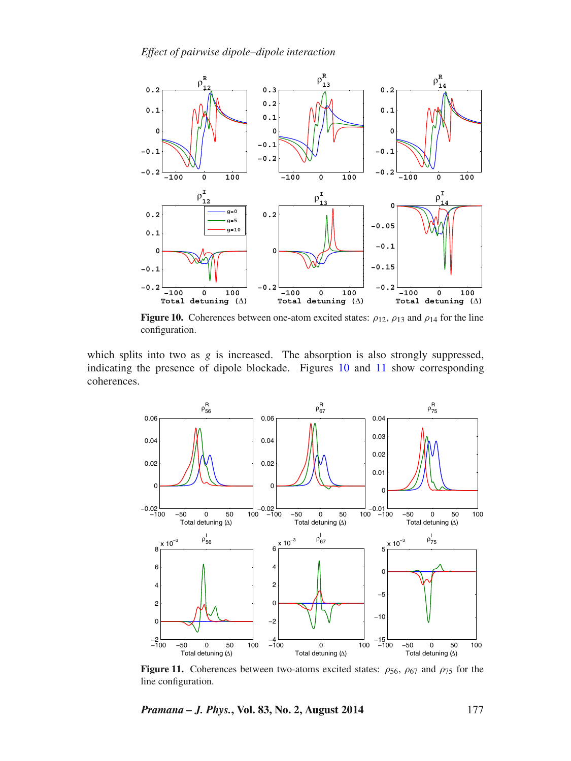**Figure 10.** Coherences between one-atom excited states: $\rho_{12}$, $\rho_{13}$ and $\rho_{14}$ for the line configuration.

which splits into two as $g$ is increased. The absorption is also strongly suppressed, indicating the presence of dipole blockade. Figures 10 and 11 show corresponding coherences.

**Figure 11.** Coherences between two-atoms excited states: $\rho_{56}$, $\rho_{67}$ and $\rho_{75}$ for the line configuration.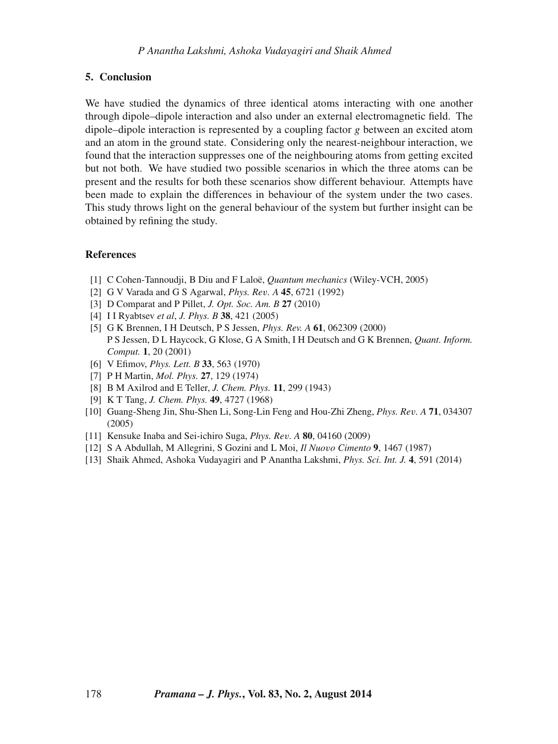## 5. Conclusion

We have studied the dynamics of three identical atoms interacting with one another through dipole–dipole interaction and also under an external electromagnetic field. The dipole–dipole interaction is represented by a coupling factor $g$ between an excited atom and an atom in the ground state. Considering only the nearest-neighbour interaction, we found that the interaction suppresses one of the neighbouring atoms from getting excited but not both. We have studied two possible scenarios in which the three atoms can be present and the results for both these scenarios show different behaviour. Attempts have been made to explain the differences in behaviour of the system under the two cases. This study throws light on the general behaviour of the system but further insight can be obtained by refining the study.

## References

[1] C Cohen-Tannoudji, B Diu and F Laloë, *Quantum mechanics* (Wiley-VCH, 2005)

[2] G V Varada and G S Agarwal, *Phys. Rev. A* **45**, 6721 (1992)

[3] D Comparat and P Pillet, *J. Opt. Soc. Am. B* **27** (2010)

[4] I I Ryabtsev *et al*, *J. Phys. B* **38**, 421 (2005)

[5] G K Brennen, I H Deutsch, P S Jessen, *Phys. Rev. A* **61**, 062309 (2000)
P S Jessen, D L Haycock, G Klose, G A Smith, I H Deutsch and G K Brennen, *Quant. Inform. Comput.* **1**, 20 (2001)

[6] V Efimov, *Phys. Lett. B* **33**, 563 (1970)

[7] P H Martin, *Mol. Phys.* **27**, 129 (1974)

[8] B M Axilrod and E Teller, *J. Chem. Phys.* **11**, 299 (1943)

[9] K T Tang, *J. Chem. Phys.* **49**, 4727 (1968)

[10] Guang-Sheng Jin, Shu-Shen Li, Song-Lin Feng and Hou-Zhi Zheng, *Phys. Rev. A* **71**, 034307 (2005)

[11] Kensuke Inaba and Sei-ichiro Suga, *Phys. Rev. A* **80**, 04160 (2009)

[12] S A Abdullah, M Allegrini, S Gozini and L Moi, *Il Nuovo Cimento* **9**, 1467 (1987)

[13] Shaik Ahmed, Ashoka Vudayagiri and P Anantha Lakshmi, *Phys. Sci. Int. J.* **4**, 591 (2014)